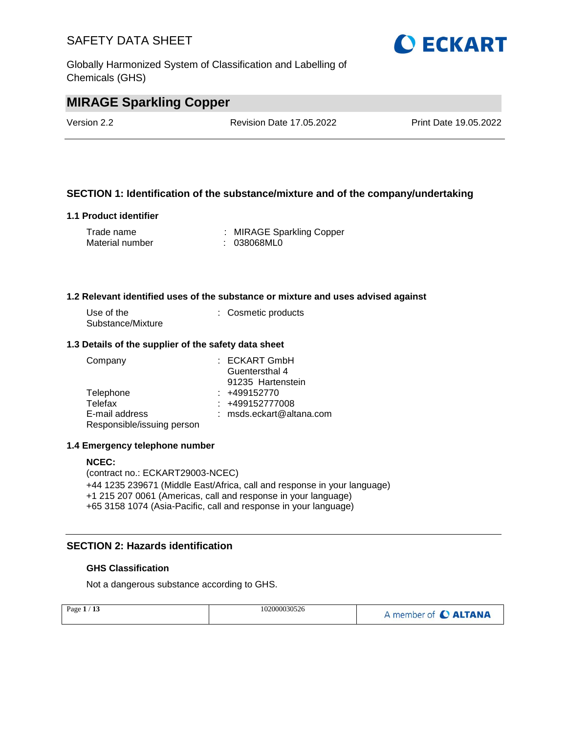# SAFETY DATA SHEET

Globally Harmonized System of Classification and Labelling of Chemicals (GHS)

## MIRAGE Sparkling Copper

Version 2.2 | Revision Date 17.05.2022 | Print Date 19.05.2022

## SECTION 1: Identification of the substance/mixture and of the company/undertaking

### 1.1 Product identifier

| | |
|---|---|
| Trade name | : MIRAGE Sparkling Copper |
| Material number | : 038068ML0 |

### 1.2 Relevant identified uses of the substance or mixture and uses advised against

| | |
|---|---|
| Use of the Substance/Mixture | : Cosmetic products |

### 1.3 Details of the supplier of the safety data sheet

| | |
|---|---|
| Company | : ECKART GmbH<br>Guentersthal 4<br>91235 Hartenstein |
| Telephone | : +499152770 |
| Telefax | : +499152777008 |
| E-mail address | : msds.eckart@altana.com |
| Responsible/issuing person | |

### 1.4 Emergency telephone number

**NCEC:**
(contract no.: ECKART29003-NCEC)
+44 1235 239671 (Middle East/Africa, call and response in your language)
+1 215 207 0061 (Americas, call and response in your language)
+65 3158 1074 (Asia-Pacific, call and response in your language)

## SECTION 2: Hazards identification

### GHS Classification

Not a dangerous substance according to GHS.

102000030526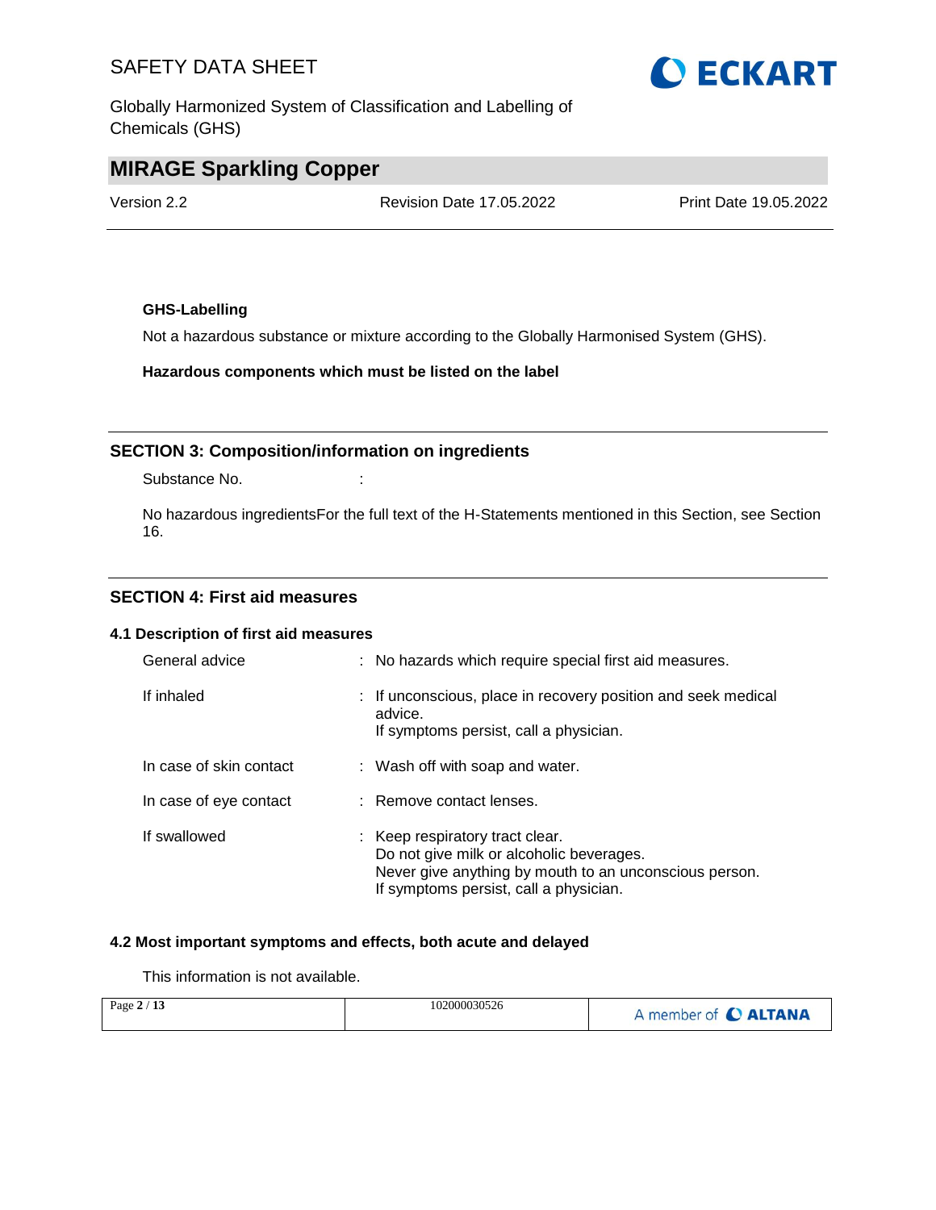**GHS-Labelling**

Not a hazardous substance or mixture according to the Globally Harmonised System (GHS).

**Hazardous components which must be listed on the label**

## SECTION 3: Composition/information on ingredients

Substance No. :

No hazardous ingredientsFor the full text of the H-Statements mentioned in this Section, see Section 16.

## SECTION 4: First aid measures

### 4.1 Description of first aid measures

| | |
|---|---|
| General advice | : No hazards which require special first aid measures. |
| If inhaled | : If unconscious, place in recovery position and seek medical advice.<br>If symptoms persist, call a physician. |
| In case of skin contact | : Wash off with soap and water. |
| In case of eye contact | : Remove contact lenses. |
| If swallowed | : Keep respiratory tract clear.<br>Do not give milk or alcoholic beverages.<br>Never give anything by mouth to an unconscious person.<br>If symptoms persist, call a physician. |

### 4.2 Most important symptoms and effects, both acute and delayed

This information is not available.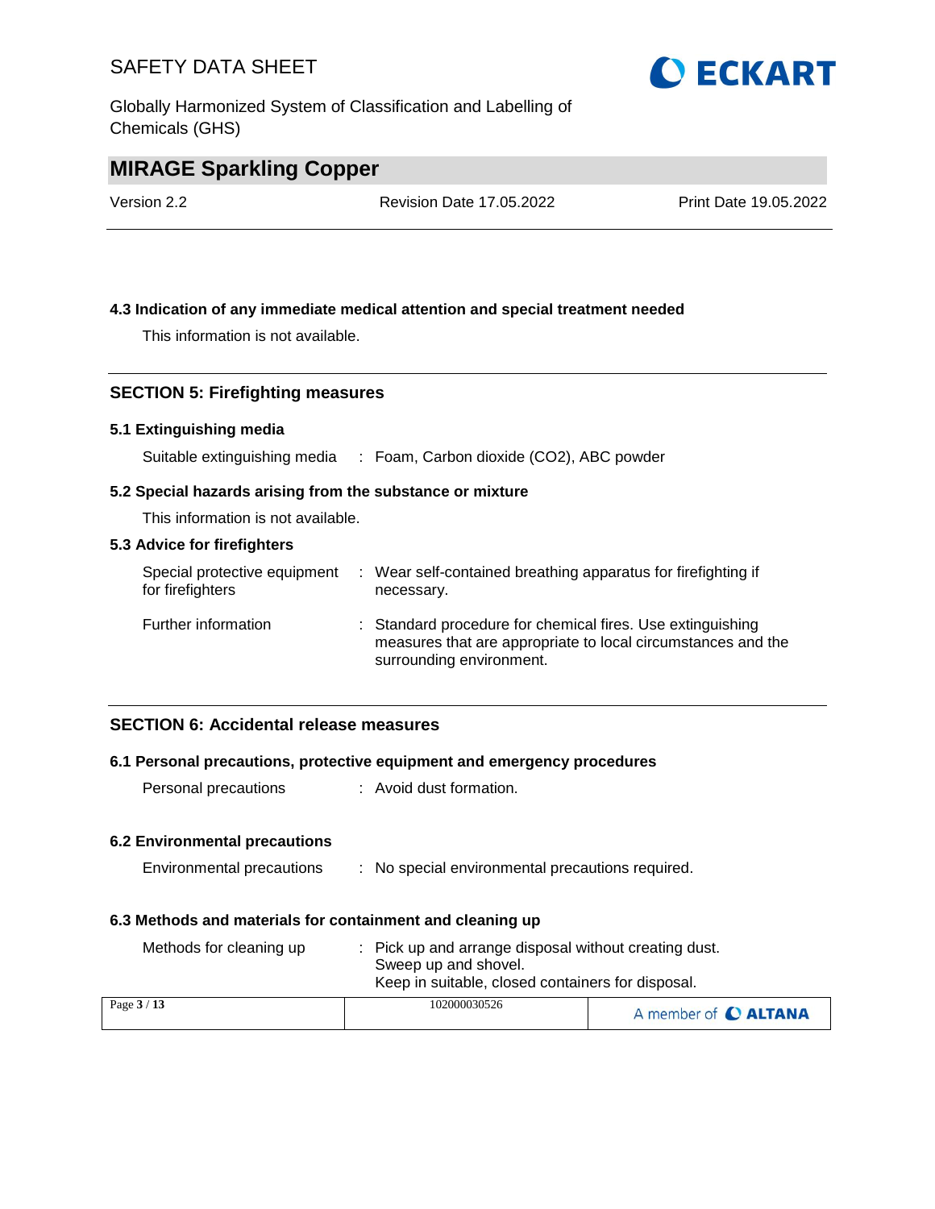### 4.3 Indication of any immediate medical attention and special treatment needed

This information is not available.

## SECTION 5: Firefighting measures

### 5.1 Extinguishing media

| | |
|---|---|
| Suitable extinguishing media | : Foam, Carbon dioxide ($CO_2$), ABC powder |

### 5.2 Special hazards arising from the substance or mixture

This information is not available.

### 5.3 Advice for firefighters

| | |
|---|---|
| Special protective equipment for firefighters | : Wear self-contained breathing apparatus for firefighting if necessary. |
| Further information | : Standard procedure for chemical fires. Use extinguishing measures that are appropriate to local circumstances and the surrounding environment. |

## SECTION 6: Accidental release measures

### 6.1 Personal precautions, protective equipment and emergency procedures

| | |
|---|---|
| Personal precautions | : Avoid dust formation. |

### 6.2 Environmental precautions

| | |
|---|---|
| Environmental precautions | : No special environmental precautions required. |

### 6.3 Methods and materials for containment and cleaning up

| | |
|---|---|
| Methods for cleaning up | : Pick up and arrange disposal without creating dust.<br>Sweep up and shovel.<br>Keep in suitable, closed containers for disposal. |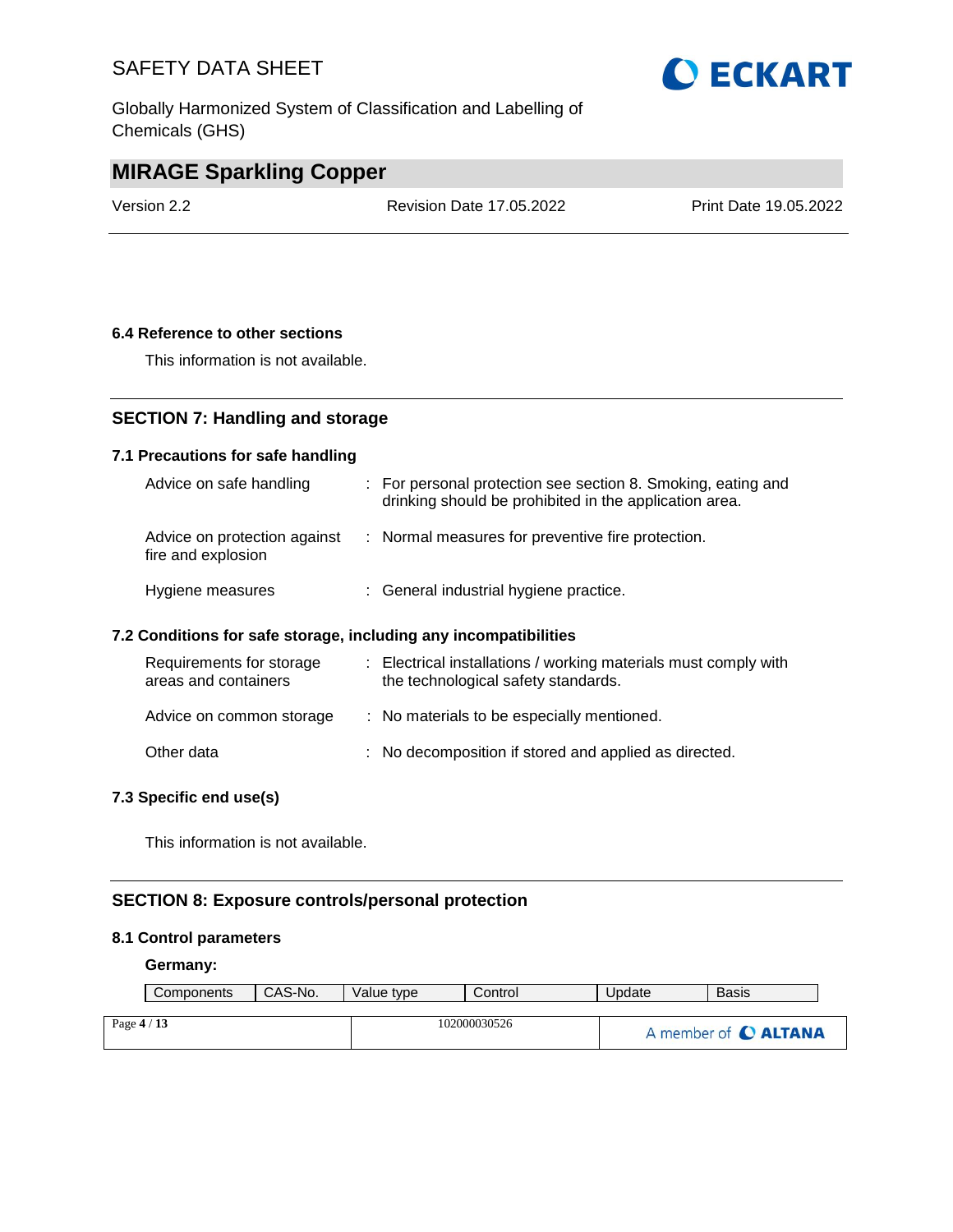### 6.4 Reference to other sections

This information is not available.

## SECTION 7: Handling and storage

### 7.1 Precautions for safe handling

| | |
|---|---|
| Advice on safe handling | : For personal protection see section 8. Smoking, eating and drinking should be prohibited in the application area. |
| Advice on protection against fire and explosion | : Normal measures for preventive fire protection. |
| Hygiene measures | : General industrial hygiene practice. |

### 7.2 Conditions for safe storage, including any incompatibilities

| | |
|---|---|
| Requirements for storage areas and containers | : Electrical installations / working materials must comply with the technological safety standards. |
| Advice on common storage | : No materials to be especially mentioned. |
| Other data | : No decomposition if stored and applied as directed. |

### 7.3 Specific end use(s)

This information is not available.

## SECTION 8: Exposure controls/personal protection

### 8.1 Control parameters

**Germany:**

| Components | CAS-No. | Value type | Control | Update | Basis |
|---|---|---|---|---|---|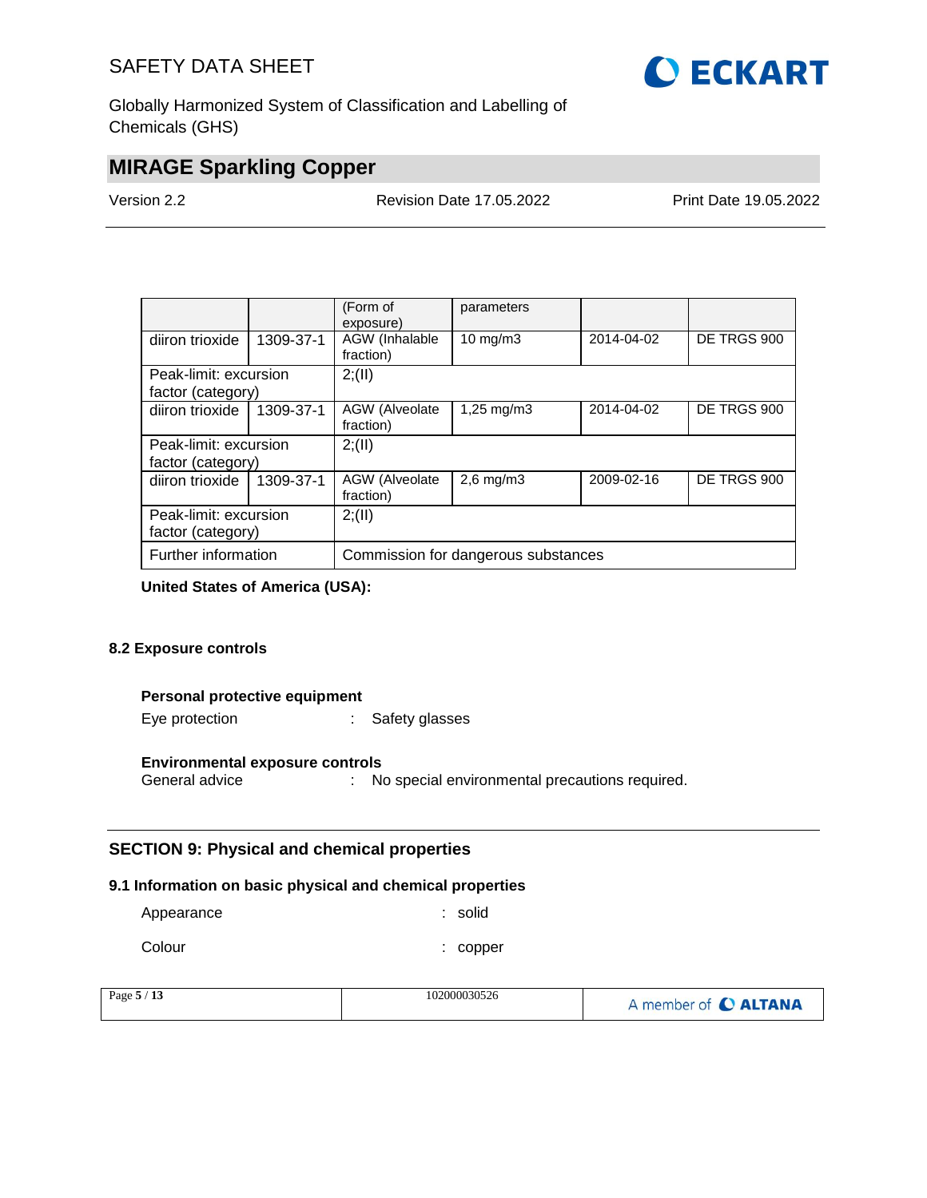| | | (Form of exposure) | parameters | | |
|---|---|---|---|---|---|
| diiron trioxide | 1309-37-1 | AGW (Inhalable fraction) | 10 mg/m3 | 2014-04-02 | DE TRGS 900 |
| Peak-limit: excursion factor (category) | | 2;(II) | | | |
| diiron trioxide | 1309-37-1 | AGW (Alveolate fraction) | 1,25 mg/m3 | 2014-04-02 | DE TRGS 900 |
| Peak-limit: excursion factor (category) | | 2;(II) | | | |
| diiron trioxide | 1309-37-1 | AGW (Alveolate fraction) | 2,6 mg/m3 | 2009-02-16 | DE TRGS 900 |
| Peak-limit: excursion factor (category) | | 2;(II) | | | |
| Further information | | Commission for dangerous substances | | | |

**United States of America (USA):**

### 8.2 Exposure controls

**Personal protective equipment**

Eye protection : Safety glasses

**Environmental exposure controls**

General advice : No special environmental precautions required.

## SECTION 9: Physical and chemical properties

### 9.1 Information on basic physical and chemical properties

Appearance : solid

Colour : copper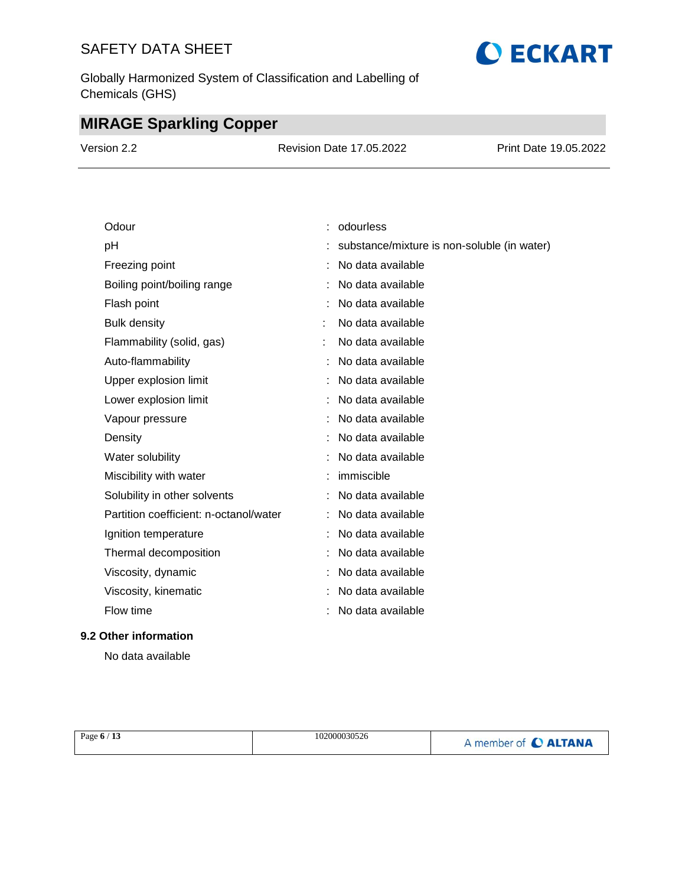| | | |
|---|---|---|
| Odour | : | odourless |
| pH | : | substance/mixture is non-soluble (in water) |
| Freezing point | : | No data available |
| Boiling point/boiling range | : | No data available |
| Flash point | : | No data available |
| Bulk density | : | No data available |
| Flammability (solid, gas) | : | No data available |
| Auto-flammability | : | No data available |
| Upper explosion limit | : | No data available |
| Lower explosion limit | : | No data available |
| Vapour pressure | : | No data available |
| Density | : | No data available |
| Water solubility | : | No data available |
| Miscibility with water | : | immiscible |
| Solubility in other solvents | : | No data available |
| Partition coefficient: n-octanol/water | : | No data available |
| Ignition temperature | : | No data available |
| Thermal decomposition | : | No data available |
| Viscosity, dynamic | : | No data available |
| Viscosity, kinematic | : | No data available |
| Flow time | : | No data available |

### 9.2 Other information

No data available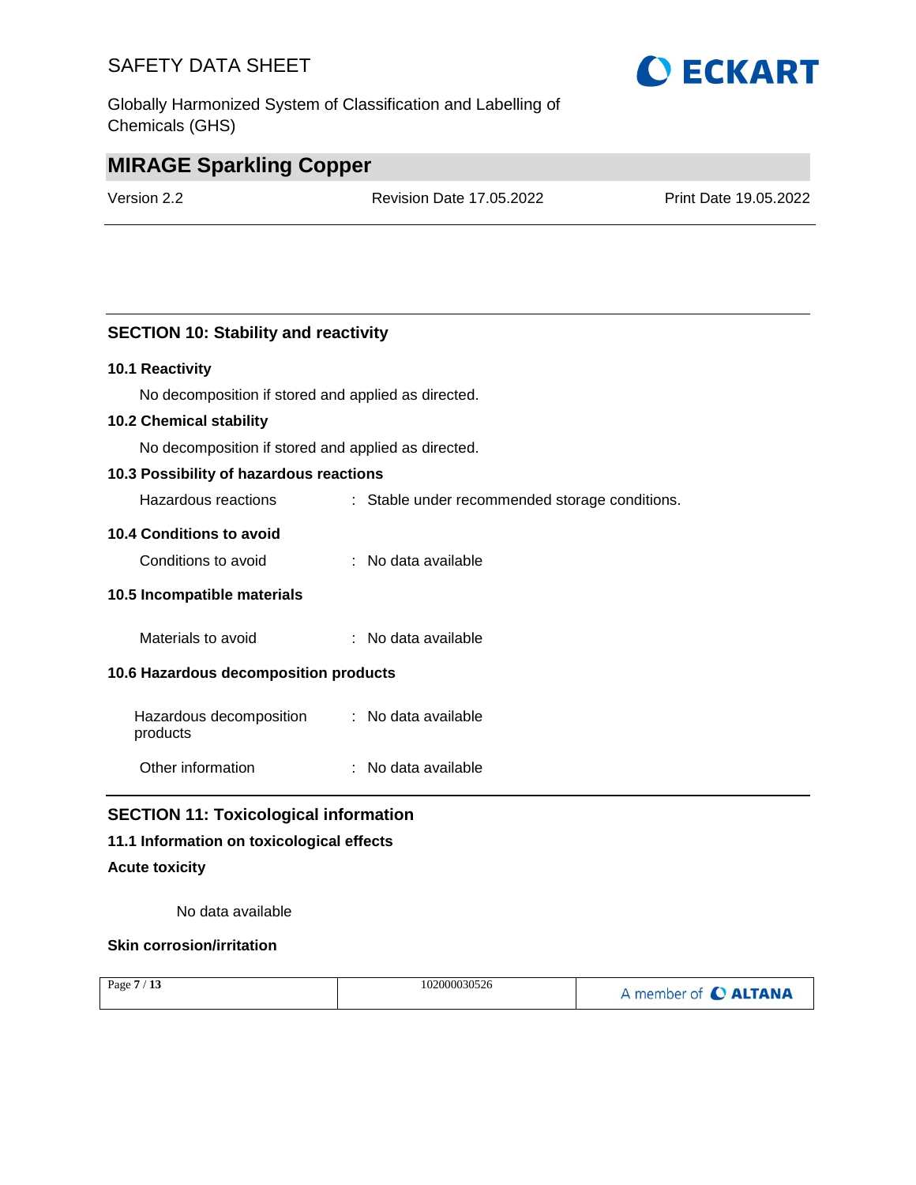## SECTION 10: Stability and reactivity

### 10.1 Reactivity

No decomposition if stored and applied as directed.

### 10.2 Chemical stability

No decomposition if stored and applied as directed.

### 10.3 Possibility of hazardous reactions

Hazardous reactions : Stable under recommended storage conditions.

### 10.4 Conditions to avoid

Conditions to avoid : No data available

### 10.5 Incompatible materials

Materials to avoid : No data available

### 10.6 Hazardous decomposition products

Hazardous decomposition products : No data available

Other information : No data available

## SECTION 11: Toxicological information

### 11.1 Information on toxicological effects

**Acute toxicity**

No data available

**Skin corrosion/irritation**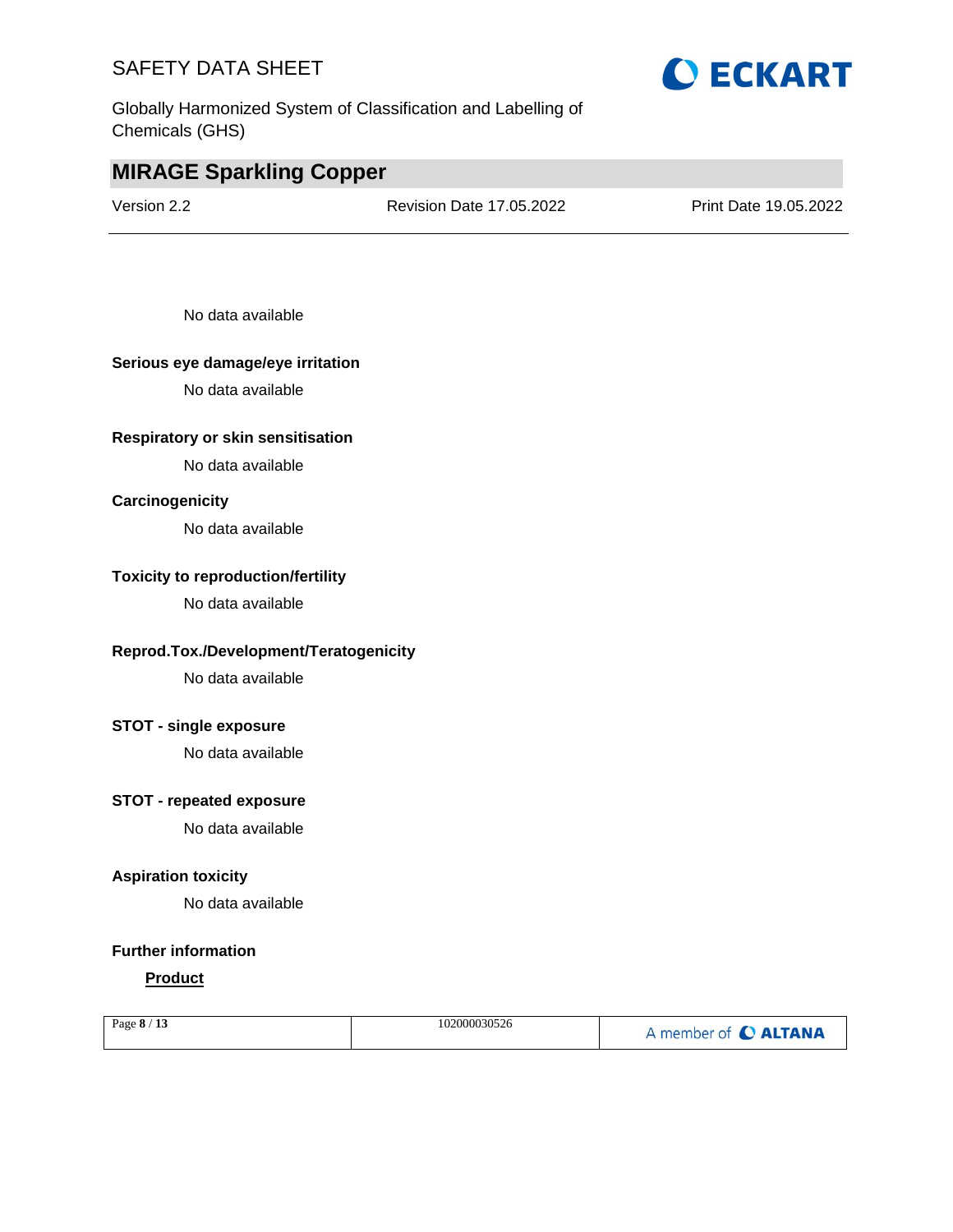No data available

**Serious eye damage/eye irritation**

No data available

**Respiratory or skin sensitisation**

No data available

**Carcinogenicity**

No data available

**Toxicity to reproduction/fertility**

No data available

**Reprod.Tox./Development/Teratogenicity**

No data available

**STOT - single exposure**

No data available

**STOT - repeated exposure**

No data available

**Aspiration toxicity**

No data available

**Further information**

**Product**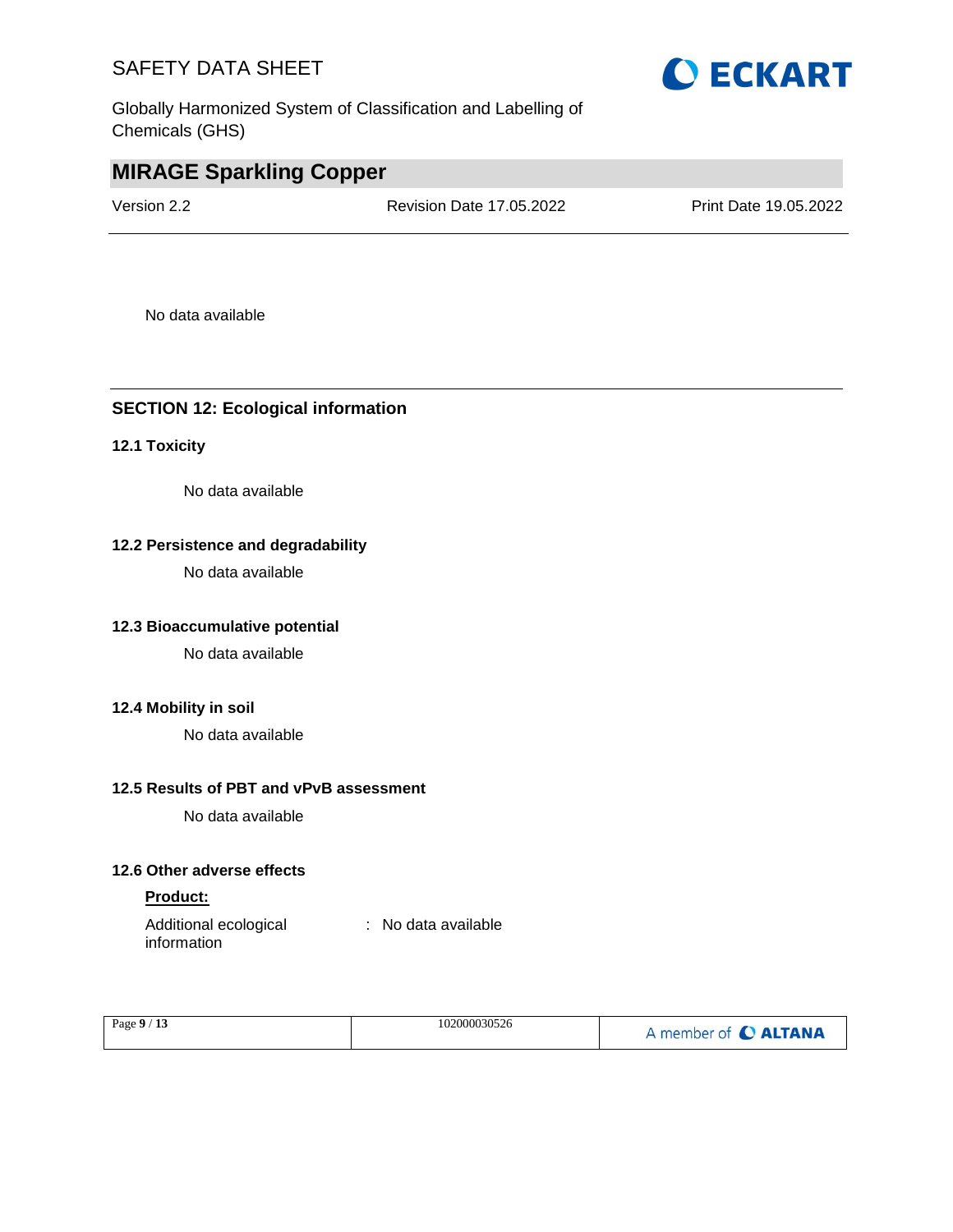No data available

## SECTION 12: Ecological information

### 12.1 Toxicity

No data available

### 12.2 Persistence and degradability

No data available

### 12.3 Bioaccumulative potential

No data available

### 12.4 Mobility in soil

No data available

### 12.5 Results of PBT and vPvB assessment

No data available

### 12.6 Other adverse effects

**Product:**

Additional ecological information : No data available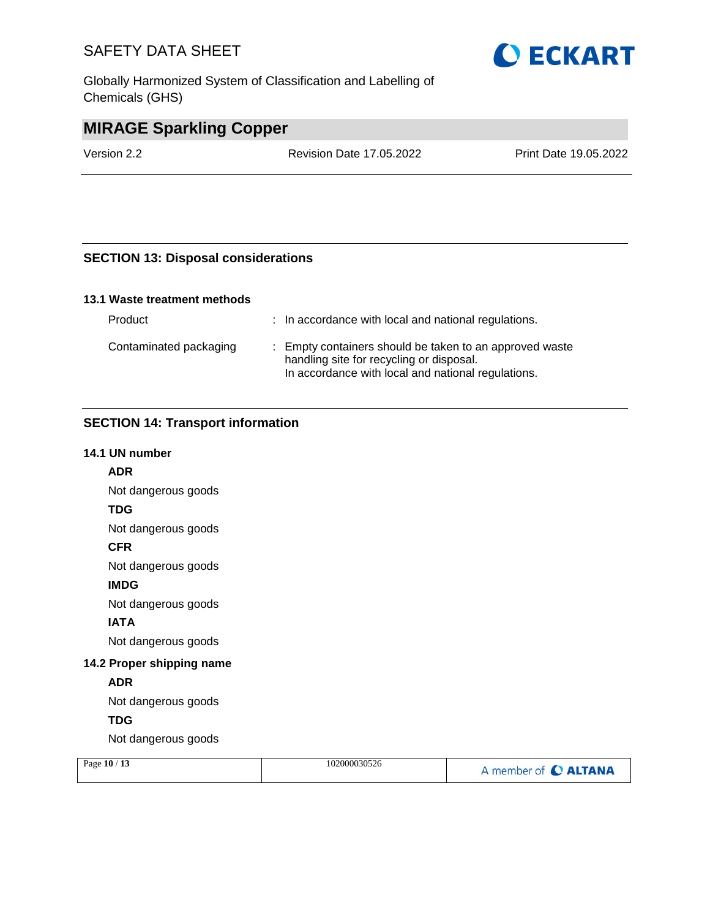## SECTION 13: Disposal considerations

### 13.1 Waste treatment methods

| | |
|---|---|
| Product | : In accordance with local and national regulations. |
| Contaminated packaging | : Empty containers should be taken to an approved waste handling site for recycling or disposal.<br>In accordance with local and national regulations. |

## SECTION 14: Transport information

### 14.1 UN number

**ADR**

Not dangerous goods

**TDG**

Not dangerous goods

**CFR**

Not dangerous goods

**IMDG**

Not dangerous goods

**IATA**

Not dangerous goods

### 14.2 Proper shipping name

**ADR**

Not dangerous goods

**TDG**

Not dangerous goods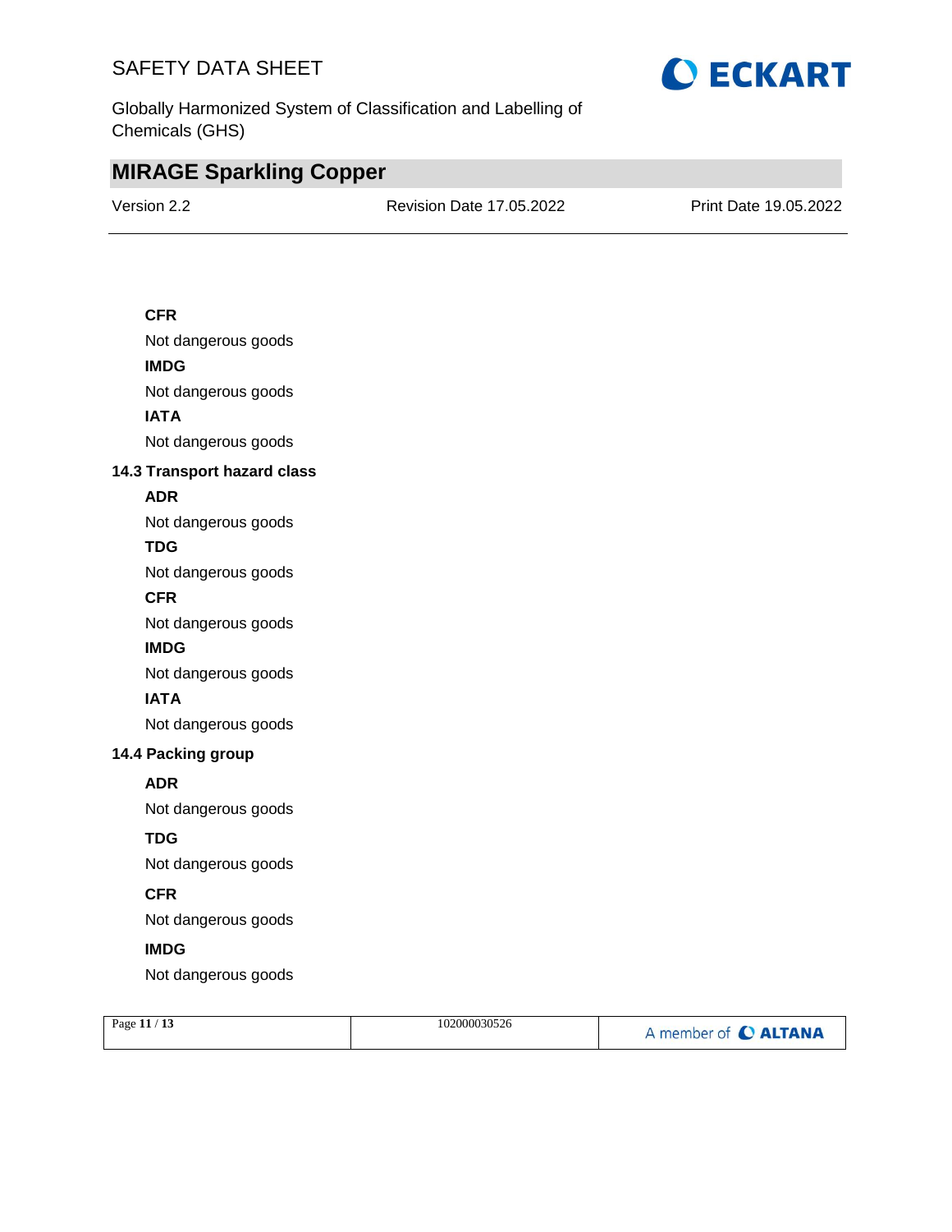**CFR**

Not dangerous goods

**IMDG**

Not dangerous goods

**IATA**

Not dangerous goods

### 14.3 Transport hazard class

**ADR**

Not dangerous goods

**TDG**

Not dangerous goods

**CFR**

Not dangerous goods

**IMDG**

Not dangerous goods

**IATA**

Not dangerous goods

### 14.4 Packing group

**ADR**

Not dangerous goods

**TDG**

Not dangerous goods

**CFR**

Not dangerous goods

**IMDG**

Not dangerous goods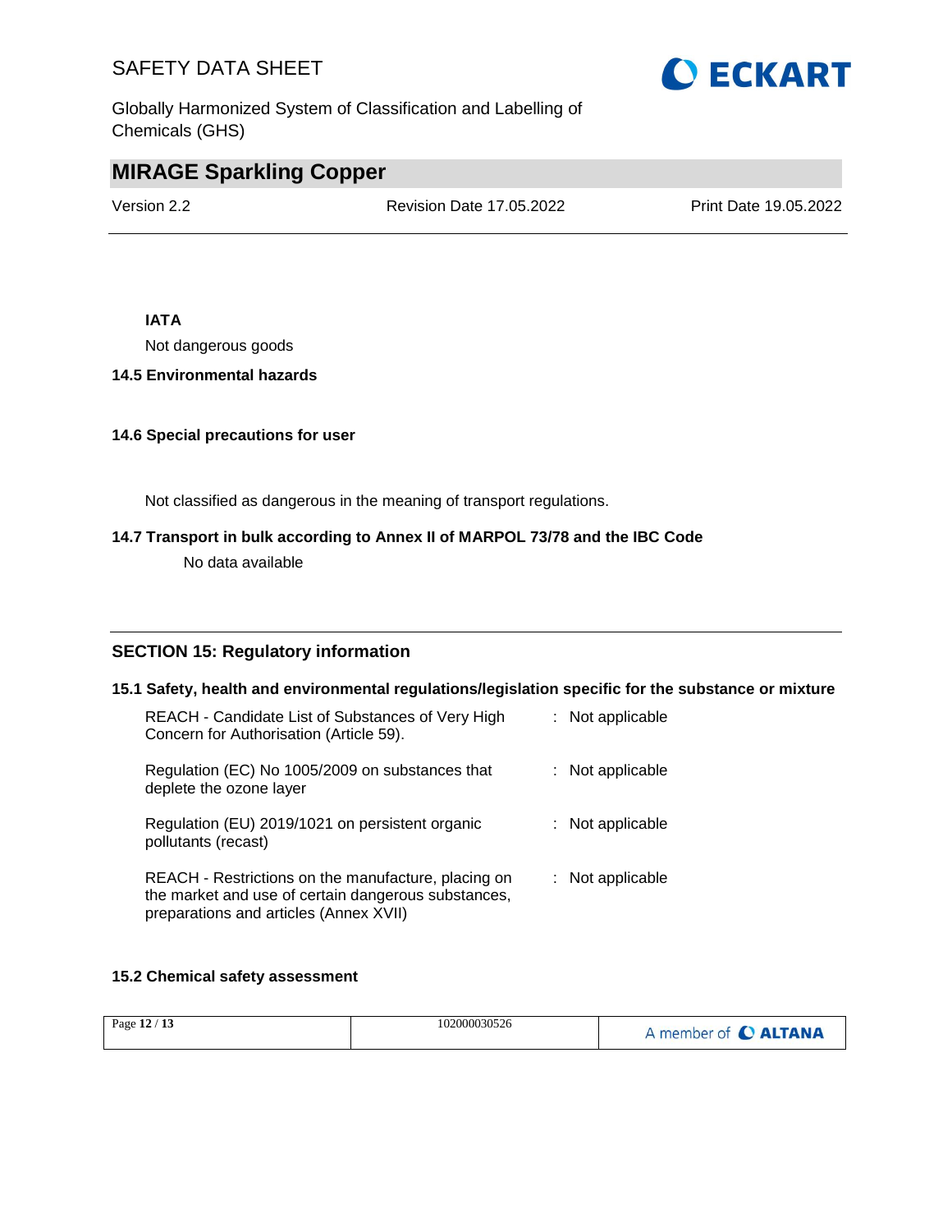**IATA**

Not dangerous goods

**14.5 Environmental hazards**

**14.6 Special precautions for user**

Not classified as dangerous in the meaning of transport regulations.

**14.7 Transport in bulk according to Annex II of MARPOL 73/78 and the IBC Code**

No data available

## SECTION 15: Regulatory information

**15.1 Safety, health and environmental regulations/legislation specific for the substance or mixture**

| | |
|---|---|
| REACH - Candidate List of Substances of Very High Concern for Authorisation (Article 59). | : Not applicable |
| Regulation (EC) No 1005/2009 on substances that deplete the ozone layer | : Not applicable |
| Regulation (EU) 2019/1021 on persistent organic pollutants (recast) | : Not applicable |
| REACH - Restrictions on the manufacture, placing on the market and use of certain dangerous substances, preparations and articles (Annex XVII) | : Not applicable |

**15.2 Chemical safety assessment**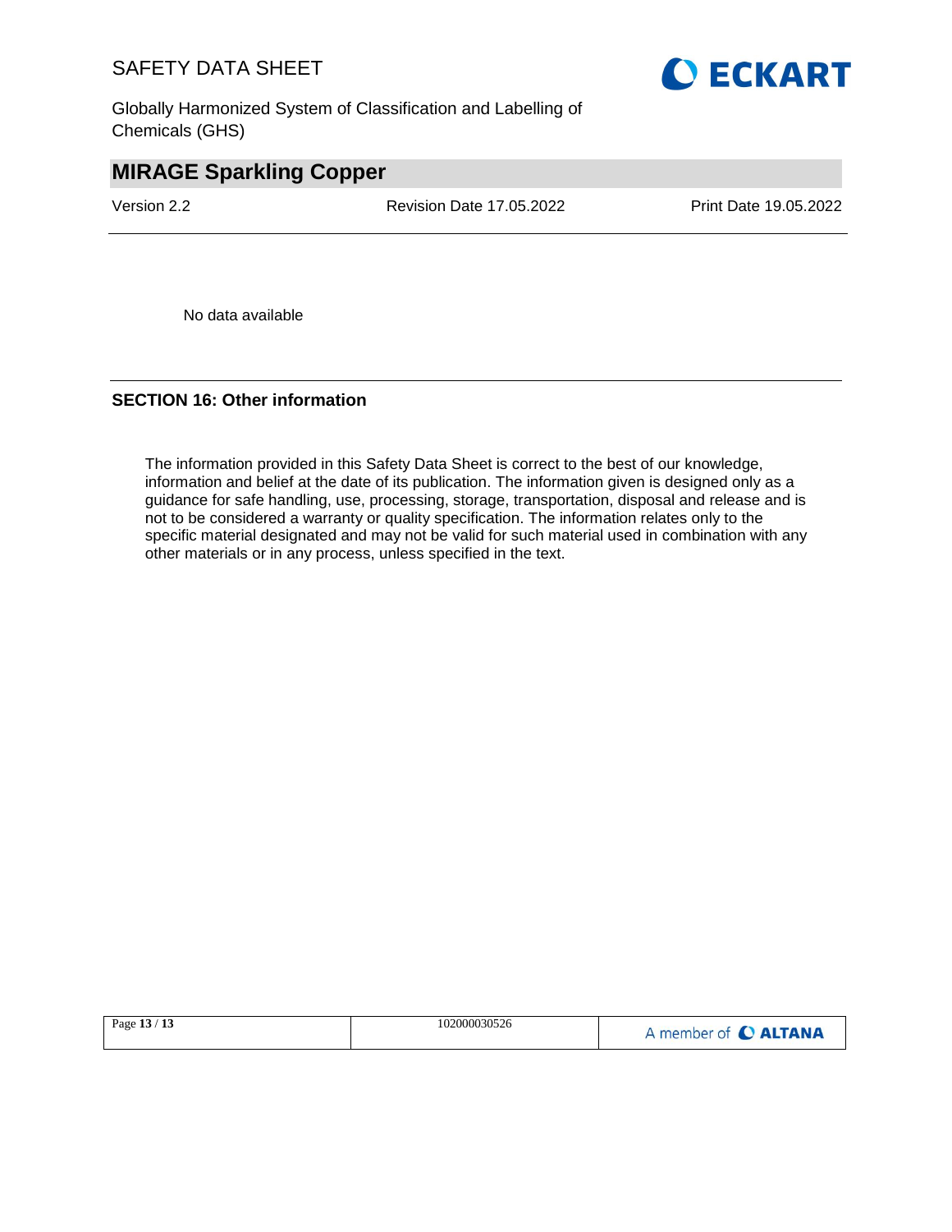No data available

## SECTION 16: Other information

The information provided in this Safety Data Sheet is correct to the best of our knowledge, information and belief at the date of its publication. The information given is designed only as a guidance for safe handling, use, processing, storage, transportation, disposal and release and is not to be considered a warranty or quality specification. The information relates only to the specific material designated and may not be valid for such material used in combination with any other materials or in any process, unless specified in the text.